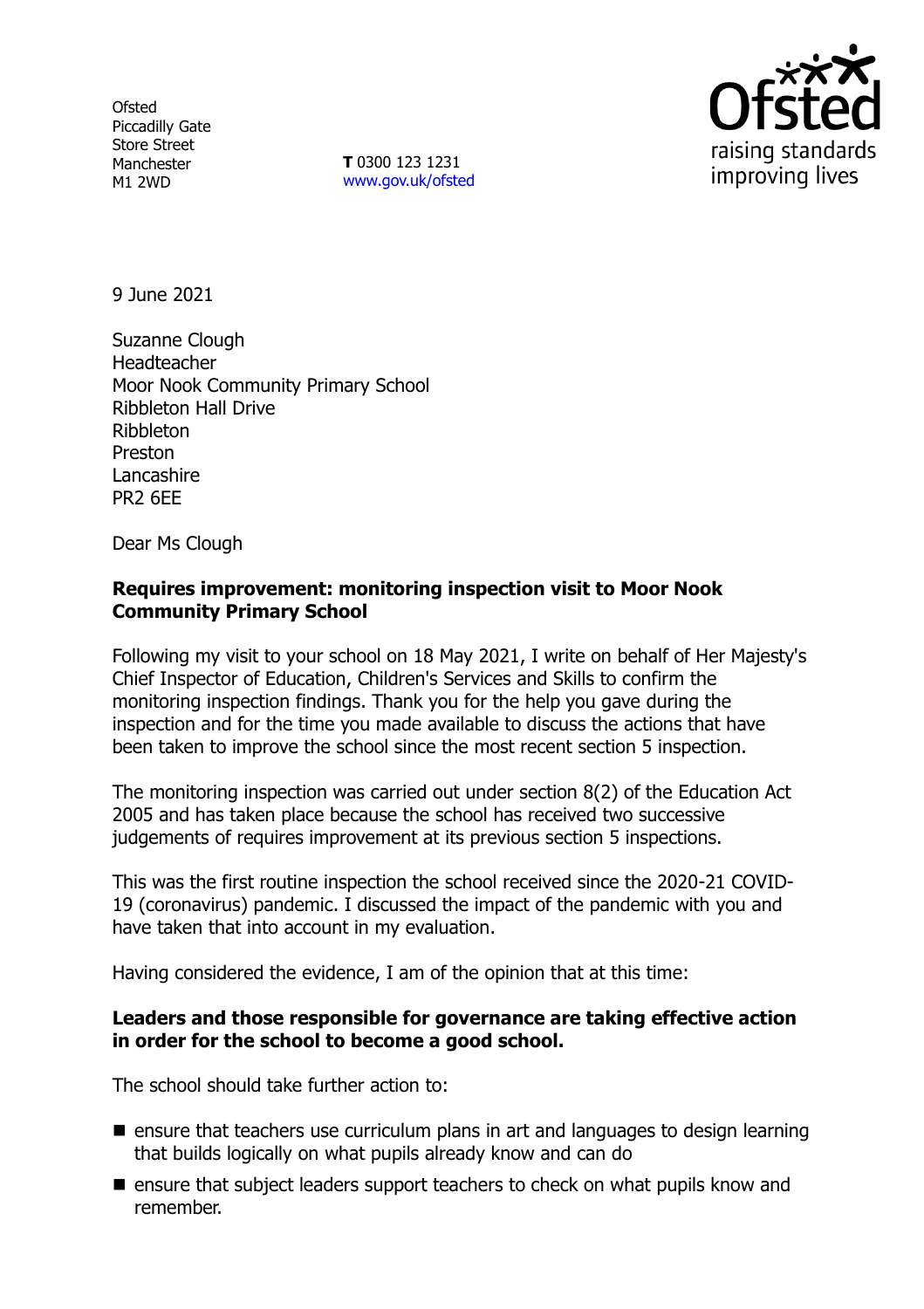Ofsted
Piccadilly Gate
Store Street
Manchester
M1 2WD

**T** 0300 123 1231
www.gov.uk/ofsted

9 June 2021

Suzanne Clough
Headteacher
Moor Nook Community Primary School
Ribbleton Hall Drive
Ribbleton
Preston
Lancashire
PR2 6EE

Dear Ms Clough

**Requires improvement: monitoring inspection visit to Moor Nook Community Primary School**

Following my visit to your school on 18 May 2021, I write on behalf of Her Majesty's Chief Inspector of Education, Children's Services and Skills to confirm the monitoring inspection findings. Thank you for the help you gave during the inspection and for the time you made available to discuss the actions that have been taken to improve the school since the most recent section 5 inspection.

The monitoring inspection was carried out under section 8(2) of the Education Act 2005 and has taken place because the school has received two successive judgements of requires improvement at its previous section 5 inspections.

This was the first routine inspection the school received since the 2020-21 COVID-19 (coronavirus) pandemic. I discussed the impact of the pandemic with you and have taken that into account in my evaluation.

Having considered the evidence, I am of the opinion that at this time:

**Leaders and those responsible for governance are taking effective action in order for the school to become a good school.**

The school should take further action to:

- ensure that teachers use curriculum plans in art and languages to design learning that builds logically on what pupils already know and can do
- ensure that subject leaders support teachers to check on what pupils know and remember.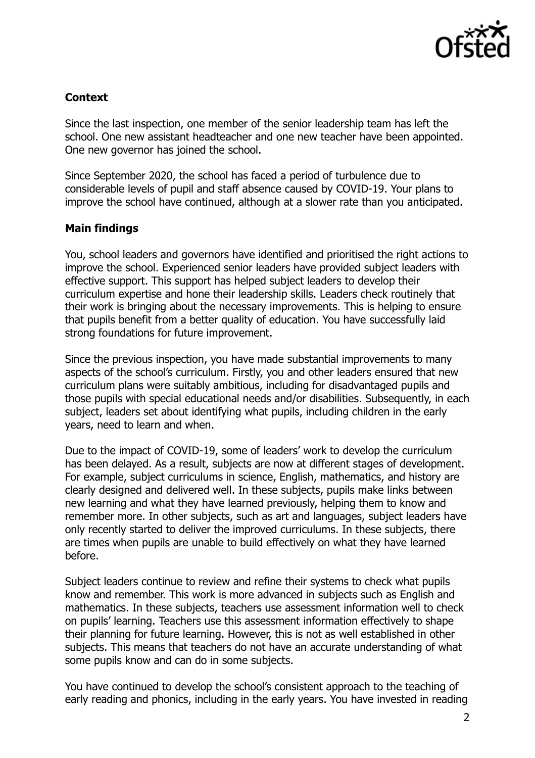## Context

Since the last inspection, one member of the senior leadership team has left the school. One new assistant headteacher and one new teacher have been appointed. One new governor has joined the school.

Since September 2020, the school has faced a period of turbulence due to considerable levels of pupil and staff absence caused by COVID-19. Your plans to improve the school have continued, although at a slower rate than you anticipated.

## Main findings

You, school leaders and governors have identified and prioritised the right actions to improve the school. Experienced senior leaders have provided subject leaders with effective support. This support has helped subject leaders to develop their curriculum expertise and hone their leadership skills. Leaders check routinely that their work is bringing about the necessary improvements. This is helping to ensure that pupils benefit from a better quality of education. You have successfully laid strong foundations for future improvement.

Since the previous inspection, you have made substantial improvements to many aspects of the school's curriculum. Firstly, you and other leaders ensured that new curriculum plans were suitably ambitious, including for disadvantaged pupils and those pupils with special educational needs and/or disabilities. Subsequently, in each subject, leaders set about identifying what pupils, including children in the early years, need to learn and when.

Due to the impact of COVID-19, some of leaders' work to develop the curriculum has been delayed. As a result, subjects are now at different stages of development. For example, subject curriculums in science, English, mathematics, and history are clearly designed and delivered well. In these subjects, pupils make links between new learning and what they have learned previously, helping them to know and remember more. In other subjects, such as art and languages, subject leaders have only recently started to deliver the improved curriculums. In these subjects, there are times when pupils are unable to build effectively on what they have learned before.

Subject leaders continue to review and refine their systems to check what pupils know and remember. This work is more advanced in subjects such as English and mathematics. In these subjects, teachers use assessment information well to check on pupils' learning. Teachers use this assessment information effectively to shape their planning for future learning. However, this is not as well established in other subjects. This means that teachers do not have an accurate understanding of what some pupils know and can do in some subjects.

You have continued to develop the school's consistent approach to the teaching of early reading and phonics, including in the early years. You have invested in reading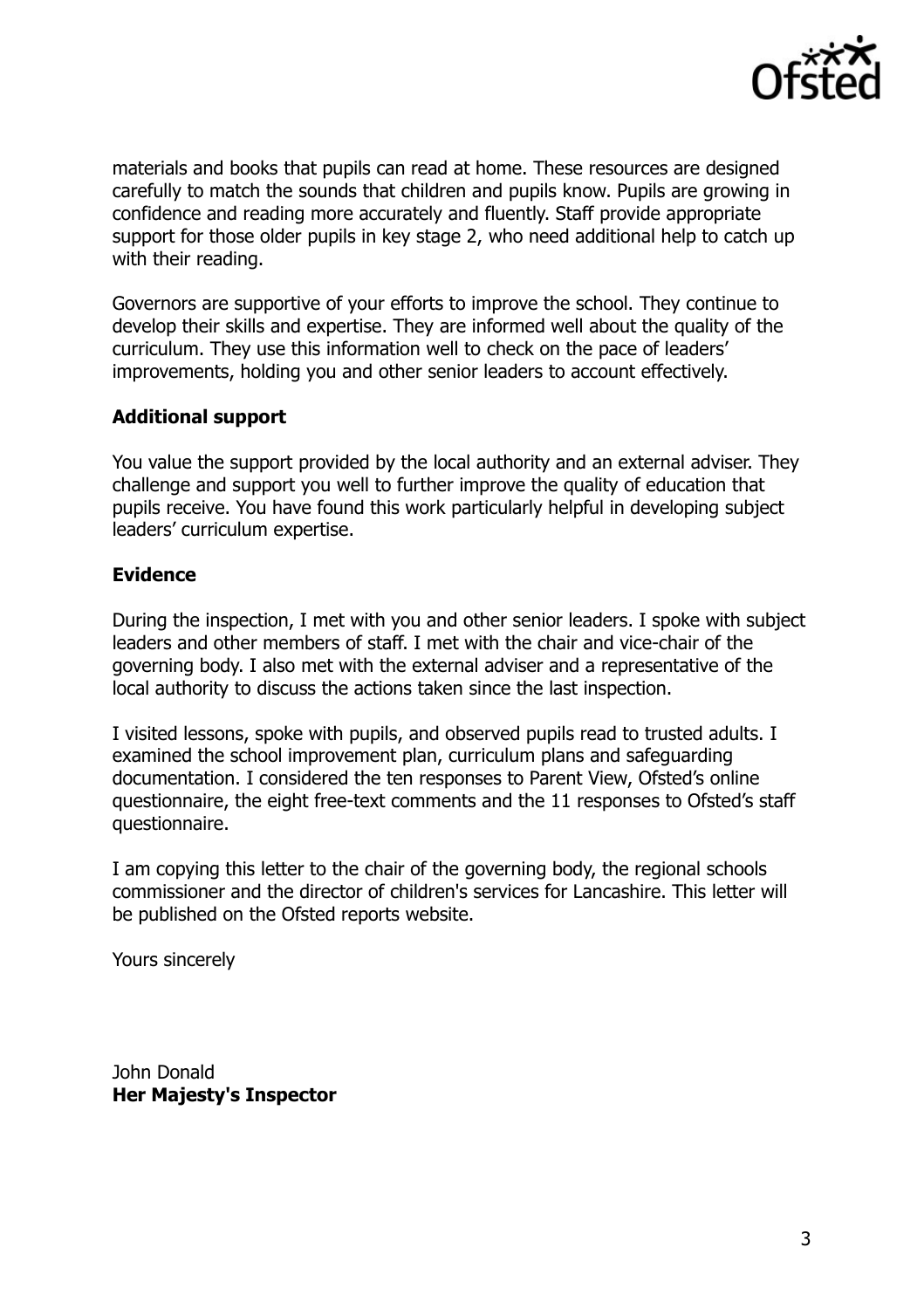materials and books that pupils can read at home. These resources are designed carefully to match the sounds that children and pupils know. Pupils are growing in confidence and reading more accurately and fluently. Staff provide appropriate support for those older pupils in key stage 2, who need additional help to catch up with their reading.

Governors are supportive of your efforts to improve the school. They continue to develop their skills and expertise. They are informed well about the quality of the curriculum. They use this information well to check on the pace of leaders' improvements, holding you and other senior leaders to account effectively.

### Additional support

You value the support provided by the local authority and an external adviser. They challenge and support you well to further improve the quality of education that pupils receive. You have found this work particularly helpful in developing subject leaders' curriculum expertise.

### Evidence

During the inspection, I met with you and other senior leaders. I spoke with subject leaders and other members of staff. I met with the chair and vice-chair of the governing body. I also met with the external adviser and a representative of the local authority to discuss the actions taken since the last inspection.

I visited lessons, spoke with pupils, and observed pupils read to trusted adults. I examined the school improvement plan, curriculum plans and safeguarding documentation. I considered the ten responses to Parent View, Ofsted's online questionnaire, the eight free-text comments and the 11 responses to Ofsted's staff questionnaire.

I am copying this letter to the chair of the governing body, the regional schools commissioner and the director of children's services for Lancashire. This letter will be published on the Ofsted reports website.

Yours sincerely

John Donald
**Her Majesty's Inspector**